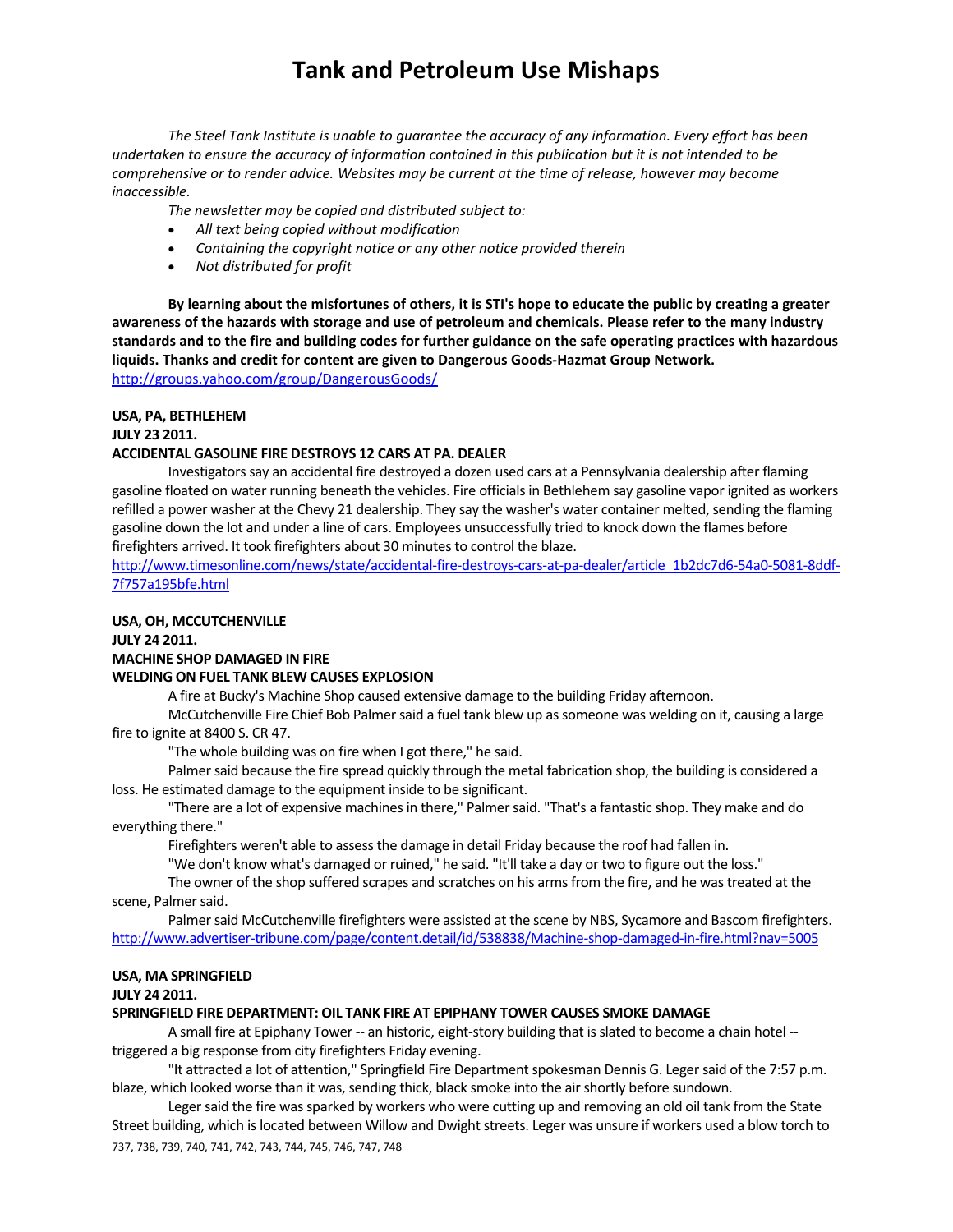# Tank and Petroleum Use Mishaps

*The Steel Tank Institute is unable to guarantee the accuracy of any information. Every effort has been undertaken to ensure the accuracy of information contained in this publication but it is not intended to be comprehensive or to render advice. Websites may be current at the time of release, however may become inaccessible.*

*The newsletter may be copied and distributed subject to:*

- *All text being copied without modification*
- *Containing the copyright notice or any other notice provided therein*
- *Not distributed for profit*

**By learning about the misfortunes of others, it is STI's hope to educate the public by creating a greater awareness of the hazards with storage and use of petroleum and chemicals. Please refer to the many industry standards and to the fire and building codes for further guidance on the safe operating practices with hazardous liquids. Thanks and credit for content are given to Dangerous Goods-Hazmat Group Network.**
http://groups.yahoo.com/group/DangerousGoods/

**USA, PA, BETHLEHEM**
**JULY 23 2011.**
**ACCIDENTAL GASOLINE FIRE DESTROYS 12 CARS AT PA. DEALER**

Investigators say an accidental fire destroyed a dozen used cars at a Pennsylvania dealership after flaming gasoline floated on water running beneath the vehicles. Fire officials in Bethlehem say gasoline vapor ignited as workers refilled a power washer at the Chevy 21 dealership. They say the washer's water container melted, sending the flaming gasoline down the lot and under a line of cars. Employees unsuccessfully tried to knock down the flames before firefighters arrived. It took firefighters about 30 minutes to control the blaze.
http://www.timesonline.com/news/state/accidental-fire-destroys-cars-at-pa-dealer/article_1b2dc7d6-54a0-5081-8ddf-7f757a195bfe.html

**USA, OH, MCCUTCHENVILLE**
**JULY 24 2011.**
**MACHINE SHOP DAMAGED IN FIRE**
**WELDING ON FUEL TANK BLEW CAUSES EXPLOSION**

A fire at Bucky's Machine Shop caused extensive damage to the building Friday afternoon.

McCutchenville Fire Chief Bob Palmer said a fuel tank blew up as someone was welding on it, causing a large fire to ignite at 8400 S. CR 47.

"The whole building was on fire when I got there," he said.

Palmer said because the fire spread quickly through the metal fabrication shop, the building is considered a loss. He estimated damage to the equipment inside to be significant.

"There are a lot of expensive machines in there," Palmer said. "That's a fantastic shop. They make and do everything there."

Firefighters weren't able to assess the damage in detail Friday because the roof had fallen in.

"We don't know what's damaged or ruined," he said. "It'll take a day or two to figure out the loss."

The owner of the shop suffered scrapes and scratches on his arms from the fire, and he was treated at the scene, Palmer said.

Palmer said McCutchenville firefighters were assisted at the scene by NBS, Sycamore and Bascom firefighters.
http://www.advertiser-tribune.com/page/content.detail/id/538838/Machine-shop-damaged-in-fire.html?nav=5005

**USA, MA SPRINGFIELD**
**JULY 24 2011.**
**SPRINGFIELD FIRE DEPARTMENT: OIL TANK FIRE AT EPIPHANY TOWER CAUSES SMOKE DAMAGE**

A small fire at Epiphany Tower -- an historic, eight-story building that is slated to become a chain hotel -- triggered a big response from city firefighters Friday evening.

"It attracted a lot of attention," Springfield Fire Department spokesman Dennis G. Leger said of the 7:57 p.m. blaze, which looked worse than it was, sending thick, black smoke into the air shortly before sundown.

Leger said the fire was sparked by workers who were cutting up and removing an old oil tank from the State Street building, which is located between Willow and Dwight streets. Leger was unsure if workers used a blow torch to

737, 738, 739, 740, 741, 742, 743, 744, 745, 746, 747, 748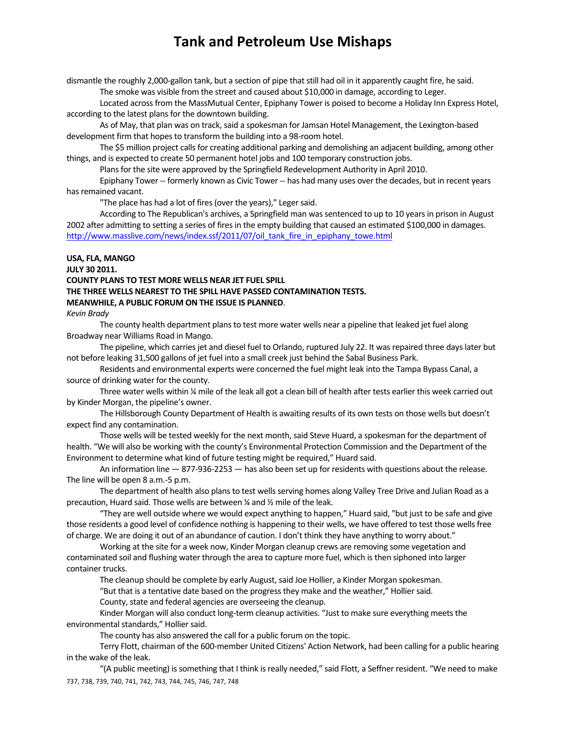dismantle the roughly 2,000-gallon tank, but a section of pipe that still had oil in it apparently caught fire, he said.

The smoke was visible from the street and caused about $10,000 in damage, according to Leger.

Located across from the MassMutual Center, Epiphany Tower is poised to become a Holiday Inn Express Hotel, according to the latest plans for the downtown building.

As of May, that plan was on track, said a spokesman for Jamsan Hotel Management, the Lexington-based development firm that hopes to transform the building into a 98-room hotel.

The $5 million project calls for creating additional parking and demolishing an adjacent building, among other things, and is expected to create 50 permanent hotel jobs and 100 temporary construction jobs.

Plans for the site were approved by the Springfield Redevelopment Authority in April 2010.

Epiphany Tower -- formerly known as Civic Tower -- has had many uses over the decades, but in recent years has remained vacant.

"The place has had a lot of fires (over the years)," Leger said.

According to The Republican's archives, a Springfield man was sentenced to up to 10 years in prison in August 2002 after admitting to setting a series of fires in the empty building that caused an estimated $100,000 in damages.
http://www.masslive.com/news/index.ssf/2011/07/oil_tank_fire_in_epiphany_towe.html

**USA, FLA, MANGO**
**JULY 30 2011.**
**COUNTY PLANS TO TEST MORE WELLS NEAR JET FUEL SPILL**
**THE THREE WELLS NEAREST TO THE SPILL HAVE PASSED CONTAMINATION TESTS.**
**MEANWHILE, A PUBLIC FORUM ON THE ISSUE IS PLANNED**.
*Kevin Brady*

The county health department plans to test more water wells near a pipeline that leaked jet fuel along Broadway near Williams Road in Mango.

The pipeline, which carries jet and diesel fuel to Orlando, ruptured July 22. It was repaired three days later but not before leaking 31,500 gallons of jet fuel into a small creek just behind the Sabal Business Park.

Residents and environmental experts were concerned the fuel might leak into the Tampa Bypass Canal, a source of drinking water for the county.

Three water wells within ¼ mile of the leak all got a clean bill of health after tests earlier this week carried out by Kinder Morgan, the pipeline's owner.

The Hillsborough County Department of Health is awaiting results of its own tests on those wells but doesn't expect find any contamination.

Those wells will be tested weekly for the next month, said Steve Huard, a spokesman for the department of health. "We will also be working with the county's Environmental Protection Commission and the Department of the Environment to determine what kind of future testing might be required," Huard said.

An information line — 877-936-2253 — has also been set up for residents with questions about the release. The line will be open 8 a.m.-5 p.m.

The department of health also plans to test wells serving homes along Valley Tree Drive and Julian Road as a precaution, Huard said. Those wells are between ¼ and ½ mile of the leak.

"They are well outside where we would expect anything to happen," Huard said, "but just to be safe and give those residents a good level of confidence nothing is happening to their wells, we have offered to test those wells free of charge. We are doing it out of an abundance of caution. I don't think they have anything to worry about."

Working at the site for a week now, Kinder Morgan cleanup crews are removing some vegetation and contaminated soil and flushing water through the area to capture more fuel, which is then siphoned into larger container trucks.

The cleanup should be complete by early August, said Joe Hollier, a Kinder Morgan spokesman.

"But that is a tentative date based on the progress they make and the weather," Hollier said.

County, state and federal agencies are overseeing the cleanup.

Kinder Morgan will also conduct long-term cleanup activities. "Just to make sure everything meets the environmental standards," Hollier said.

The county has also answered the call for a public forum on the topic.

Terry Flott, chairman of the 600-member United Citizens' Action Network, had been calling for a public hearing in the wake of the leak.

"(A public meeting) is something that I think is really needed," said Flott, a Seffner resident. "We need to make

737, 738, 739, 740, 741, 742, 743, 744, 745, 746, 747, 748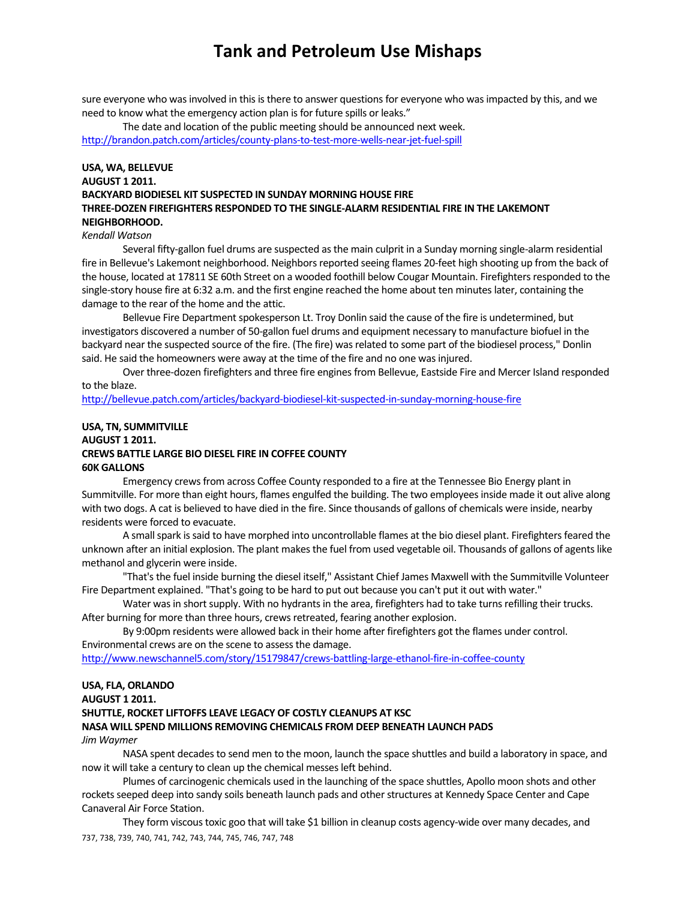sure everyone who was involved in this is there to answer questions for everyone who was impacted by this, and we need to know what the emergency action plan is for future spills or leaks."

The date and location of the public meeting should be announced next week.

http://brandon.patch.com/articles/county-plans-to-test-more-wells-near-jet-fuel-spill

**USA, WA, BELLEVUE**
**AUGUST 1 2011.**
**BACKYARD BIODIESEL KIT SUSPECTED IN SUNDAY MORNING HOUSE FIRE**
**THREE-DOZEN FIREFIGHTERS RESPONDED TO THE SINGLE-ALARM RESIDENTIAL FIRE IN THE LAKEMONT NEIGHBORHOOD.**

*Kendall Watson*

Several fifty-gallon fuel drums are suspected as the main culprit in a Sunday morning single-alarm residential fire in Bellevue's Lakemont neighborhood. Neighbors reported seeing flames 20-feet high shooting up from the back of the house, located at 17811 SE 60th Street on a wooded foothill below Cougar Mountain. Firefighters responded to the single-story house fire at 6:32 a.m. and the first engine reached the home about ten minutes later, containing the damage to the rear of the home and the attic.

Bellevue Fire Department spokesperson Lt. Troy Donlin said the cause of the fire is undetermined, but investigators discovered a number of 50-gallon fuel drums and equipment necessary to manufacture biofuel in the backyard near the suspected source of the fire. (The fire) was related to some part of the biodiesel process," Donlin said. He said the homeowners were away at the time of the fire and no one was injured.

Over three-dozen firefighters and three fire engines from Bellevue, Eastside Fire and Mercer Island responded to the blaze.

http://bellevue.patch.com/articles/backyard-biodiesel-kit-suspected-in-sunday-morning-house-fire

**USA, TN, SUMMITVILLE**
**AUGUST 1 2011.**
**CREWS BATTLE LARGE BIO DIESEL FIRE IN COFFEE COUNTY**
**60K GALLONS**

Emergency crews from across Coffee County responded to a fire at the Tennessee Bio Energy plant in Summitville. For more than eight hours, flames engulfed the building. The two employees inside made it out alive along with two dogs. A cat is believed to have died in the fire. Since thousands of gallons of chemicals were inside, nearby residents were forced to evacuate.

A small spark is said to have morphed into uncontrollable flames at the bio diesel plant. Firefighters feared the unknown after an initial explosion. The plant makes the fuel from used vegetable oil. Thousands of gallons of agents like methanol and glycerin were inside.

"That's the fuel inside burning the diesel itself," Assistant Chief James Maxwell with the Summitville Volunteer Fire Department explained. "That's going to be hard to put out because you can't put it out with water."

Water was in short supply. With no hydrants in the area, firefighters had to take turns refilling their trucks. After burning for more than three hours, crews retreated, fearing another explosion.

By 9:00pm residents were allowed back in their home after firefighters got the flames under control. Environmental crews are on the scene to assess the damage.

http://www.newschannel5.com/story/15179847/crews-battling-large-ethanol-fire-in-coffee-county

**USA, FLA, ORLANDO**
**AUGUST 1 2011.**
**SHUTTLE, ROCKET LIFTOFFS LEAVE LEGACY OF COSTLY CLEANUPS AT KSC**
**NASA WILL SPEND MILLIONS REMOVING CHEMICALS FROM DEEP BENEATH LAUNCH PADS**

*Jim Waymer*

NASA spent decades to send men to the moon, launch the space shuttles and build a laboratory in space, and now it will take a century to clean up the chemical messes left behind.

Plumes of carcinogenic chemicals used in the launching of the space shuttles, Apollo moon shots and other rockets seeped deep into sandy soils beneath launch pads and other structures at Kennedy Space Center and Cape Canaveral Air Force Station.

They form viscous toxic goo that will take $1 billion in cleanup costs agency-wide over many decades, and

737, 738, 739, 740, 741, 742, 743, 744, 745, 746, 747, 748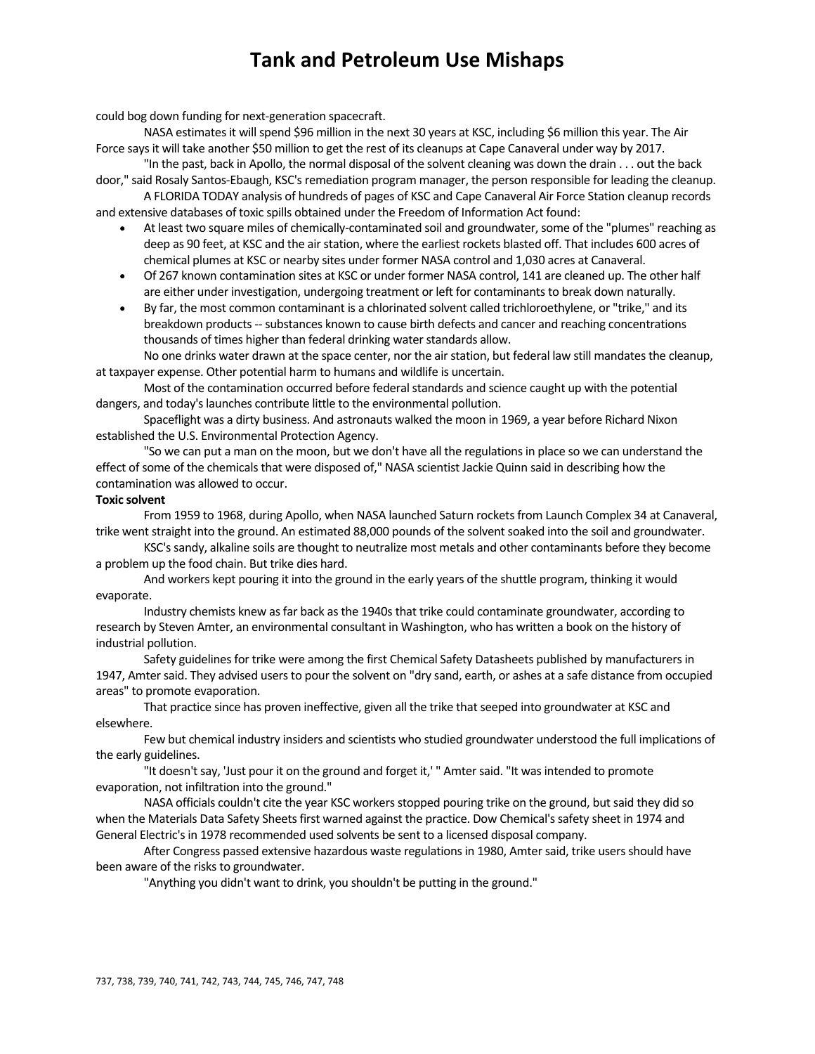could bog down funding for next-generation spacecraft.

NASA estimates it will spend $96 million in the next 30 years at KSC, including $6 million this year. The Air Force says it will take another $50 million to get the rest of its cleanups at Cape Canaveral under way by 2017.

"In the past, back in Apollo, the normal disposal of the solvent cleaning was down the drain . . . out the back door," said Rosaly Santos-Ebaugh, KSC's remediation program manager, the person responsible for leading the cleanup.

A FLORIDA TODAY analysis of hundreds of pages of KSC and Cape Canaveral Air Force Station cleanup records and extensive databases of toxic spills obtained under the Freedom of Information Act found:

- At least two square miles of chemically-contaminated soil and groundwater, some of the "plumes" reaching as deep as 90 feet, at KSC and the air station, where the earliest rockets blasted off. That includes 600 acres of chemical plumes at KSC or nearby sites under former NASA control and 1,030 acres at Canaveral.
- Of 267 known contamination sites at KSC or under former NASA control, 141 are cleaned up. The other half are either under investigation, undergoing treatment or left for contaminants to break down naturally.
- By far, the most common contaminant is a chlorinated solvent called trichloroethylene, or "trike," and its breakdown products -- substances known to cause birth defects and cancer and reaching concentrations thousands of times higher than federal drinking water standards allow.

No one drinks water drawn at the space center, nor the air station, but federal law still mandates the cleanup, at taxpayer expense. Other potential harm to humans and wildlife is uncertain.

Most of the contamination occurred before federal standards and science caught up with the potential dangers, and today's launches contribute little to the environmental pollution.

Spaceflight was a dirty business. And astronauts walked the moon in 1969, a year before Richard Nixon established the U.S. Environmental Protection Agency.

"So we can put a man on the moon, but we don't have all the regulations in place so we can understand the effect of some of the chemicals that were disposed of," NASA scientist Jackie Quinn said in describing how the contamination was allowed to occur.

**Toxic solvent**

From 1959 to 1968, during Apollo, when NASA launched Saturn rockets from Launch Complex 34 at Canaveral, trike went straight into the ground. An estimated 88,000 pounds of the solvent soaked into the soil and groundwater.

KSC's sandy, alkaline soils are thought to neutralize most metals and other contaminants before they become a problem up the food chain. But trike dies hard.

And workers kept pouring it into the ground in the early years of the shuttle program, thinking it would evaporate.

Industry chemists knew as far back as the 1940s that trike could contaminate groundwater, according to research by Steven Amter, an environmental consultant in Washington, who has written a book on the history of industrial pollution.

Safety guidelines for trike were among the first Chemical Safety Datasheets published by manufacturers in 1947, Amter said. They advised users to pour the solvent on "dry sand, earth, or ashes at a safe distance from occupied areas" to promote evaporation.

That practice since has proven ineffective, given all the trike that seeped into groundwater at KSC and elsewhere.

Few but chemical industry insiders and scientists who studied groundwater understood the full implications of the early guidelines.

"It doesn't say, 'Just pour it on the ground and forget it,' " Amter said. "It was intended to promote evaporation, not infiltration into the ground."

NASA officials couldn't cite the year KSC workers stopped pouring trike on the ground, but said they did so when the Materials Data Safety Sheets first warned against the practice. Dow Chemical's safety sheet in 1974 and General Electric's in 1978 recommended used solvents be sent to a licensed disposal company.

After Congress passed extensive hazardous waste regulations in 1980, Amter said, trike users should have been aware of the risks to groundwater.

"Anything you didn't want to drink, you shouldn't be putting in the ground."

737, 738, 739, 740, 741, 742, 743, 744, 745, 746, 747, 748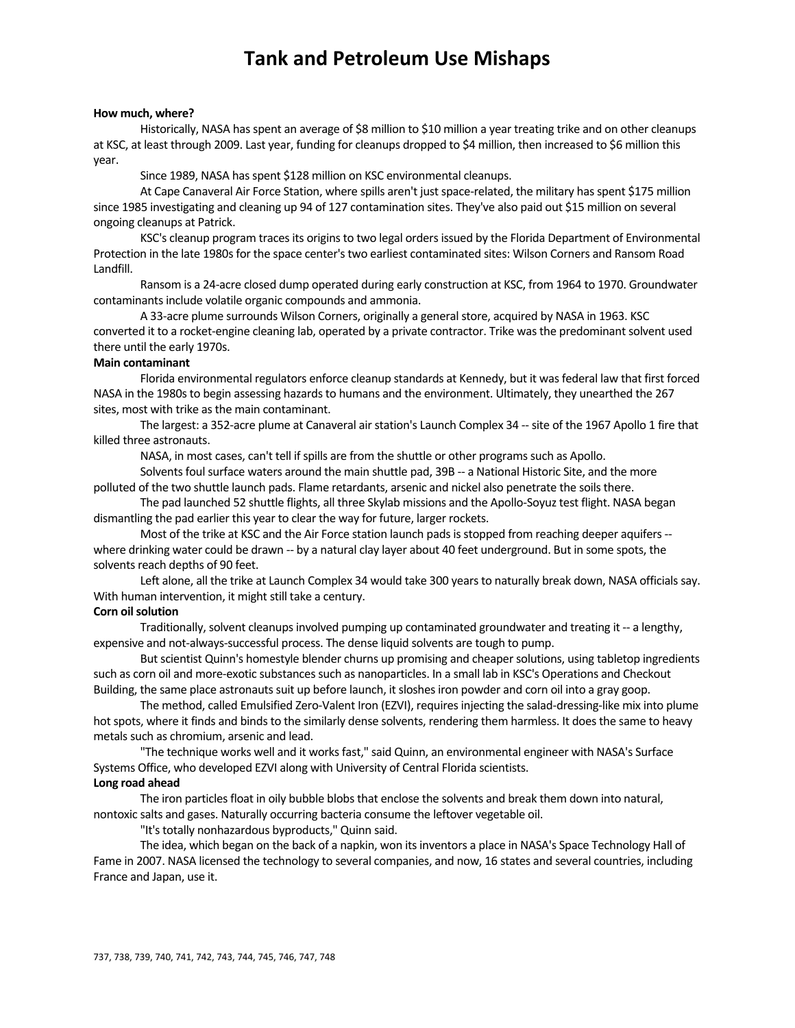# Tank and Petroleum Use Mishaps

**How much, where?**

Historically, NASA has spent an average of $8 million to $10 million a year treating trike and on other cleanups at KSC, at least through 2009. Last year, funding for cleanups dropped to $4 million, then increased to $6 million this year.

Since 1989, NASA has spent $128 million on KSC environmental cleanups.

At Cape Canaveral Air Force Station, where spills aren't just space-related, the military has spent $175 million since 1985 investigating and cleaning up 94 of 127 contamination sites. They've also paid out $15 million on several ongoing cleanups at Patrick.

KSC's cleanup program traces its origins to two legal orders issued by the Florida Department of Environmental Protection in the late 1980s for the space center's two earliest contaminated sites: Wilson Corners and Ransom Road Landfill.

Ransom is a 24-acre closed dump operated during early construction at KSC, from 1964 to 1970. Groundwater contaminants include volatile organic compounds and ammonia.

A 33-acre plume surrounds Wilson Corners, originally a general store, acquired by NASA in 1963. KSC converted it to a rocket-engine cleaning lab, operated by a private contractor. Trike was the predominant solvent used there until the early 1970s.

**Main contaminant**

Florida environmental regulators enforce cleanup standards at Kennedy, but it was federal law that first forced NASA in the 1980s to begin assessing hazards to humans and the environment. Ultimately, they unearthed the 267 sites, most with trike as the main contaminant.

The largest: a 352-acre plume at Canaveral air station's Launch Complex 34 -- site of the 1967 Apollo 1 fire that killed three astronauts.

NASA, in most cases, can't tell if spills are from the shuttle or other programs such as Apollo.

Solvents foul surface waters around the main shuttle pad, 39B -- a National Historic Site, and the more polluted of the two shuttle launch pads. Flame retardants, arsenic and nickel also penetrate the soils there.

The pad launched 52 shuttle flights, all three Skylab missions and the Apollo-Soyuz test flight. NASA began dismantling the pad earlier this year to clear the way for future, larger rockets.

Most of the trike at KSC and the Air Force station launch pads is stopped from reaching deeper aquifers -- where drinking water could be drawn -- by a natural clay layer about 40 feet underground. But in some spots, the solvents reach depths of 90 feet.

Left alone, all the trike at Launch Complex 34 would take 300 years to naturally break down, NASA officials say. With human intervention, it might still take a century.

**Corn oil solution**

Traditionally, solvent cleanups involved pumping up contaminated groundwater and treating it -- a lengthy, expensive and not-always-successful process. The dense liquid solvents are tough to pump.

But scientist Quinn's homestyle blender churns up promising and cheaper solutions, using tabletop ingredients such as corn oil and more-exotic substances such as nanoparticles. In a small lab in KSC's Operations and Checkout Building, the same place astronauts suit up before launch, it sloshes iron powder and corn oil into a gray goop.

The method, called Emulsified Zero-Valent Iron (EZVI), requires injecting the salad-dressing-like mix into plume hot spots, where it finds and binds to the similarly dense solvents, rendering them harmless. It does the same to heavy metals such as chromium, arsenic and lead.

"The technique works well and it works fast," said Quinn, an environmental engineer with NASA's Surface Systems Office, who developed EZVI along with University of Central Florida scientists.

**Long road ahead**

The iron particles float in oily bubble blobs that enclose the solvents and break them down into natural, nontoxic salts and gases. Naturally occurring bacteria consume the leftover vegetable oil.

"It's totally nonhazardous byproducts," Quinn said.

The idea, which began on the back of a napkin, won its inventors a place in NASA's Space Technology Hall of Fame in 2007. NASA licensed the technology to several companies, and now, 16 states and several countries, including France and Japan, use it.

737, 738, 739, 740, 741, 742, 743, 744, 745, 746, 747, 748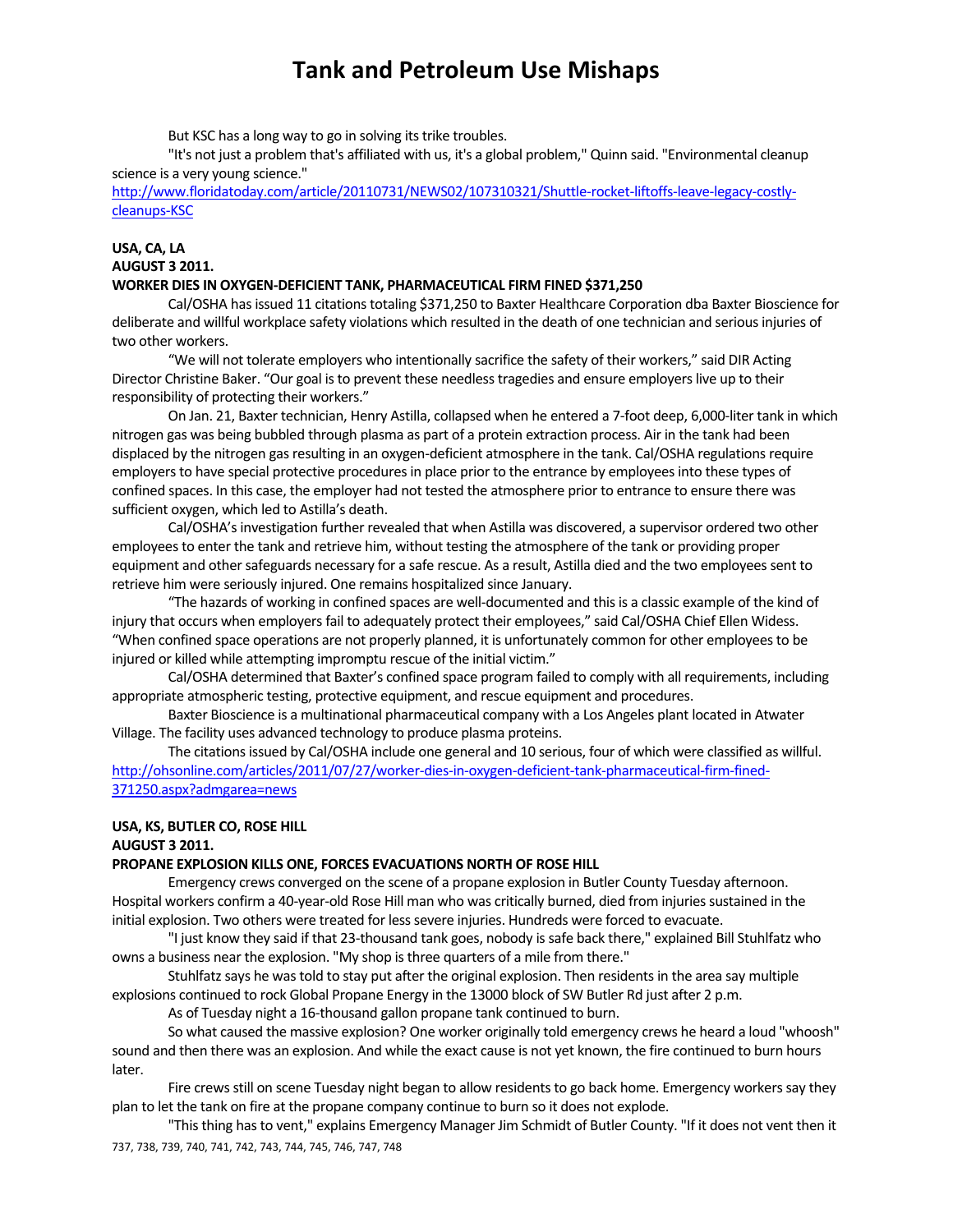But KSC has a long way to go in solving its trike troubles.

"It's not just a problem that's affiliated with us, it's a global problem," Quinn said. "Environmental cleanup science is a very young science."

http://www.floridatoday.com/article/20110731/NEWS02/107310321/Shuttle-rocket-liftoffs-leave-legacy-costly-cleanups-KSC

**USA, CA, LA**
**AUGUST 3 2011.**
**WORKER DIES IN OXYGEN-DEFICIENT TANK, PHARMACEUTICAL FIRM FINED $371,250**

Cal/OSHA has issued 11 citations totaling $371,250 to Baxter Healthcare Corporation dba Baxter Bioscience for deliberate and willful workplace safety violations which resulted in the death of one technician and serious injuries of two other workers.

"We will not tolerate employers who intentionally sacrifice the safety of their workers," said DIR Acting Director Christine Baker. "Our goal is to prevent these needless tragedies and ensure employers live up to their responsibility of protecting their workers."

On Jan. 21, Baxter technician, Henry Astilla, collapsed when he entered a 7-foot deep, 6,000-liter tank in which nitrogen gas was being bubbled through plasma as part of a protein extraction process. Air in the tank had been displaced by the nitrogen gas resulting in an oxygen-deficient atmosphere in the tank. Cal/OSHA regulations require employers to have special protective procedures in place prior to the entrance by employees into these types of confined spaces. In this case, the employer had not tested the atmosphere prior to entrance to ensure there was sufficient oxygen, which led to Astilla's death.

Cal/OSHA's investigation further revealed that when Astilla was discovered, a supervisor ordered two other employees to enter the tank and retrieve him, without testing the atmosphere of the tank or providing proper equipment and other safeguards necessary for a safe rescue. As a result, Astilla died and the two employees sent to retrieve him were seriously injured. One remains hospitalized since January.

"The hazards of working in confined spaces are well-documented and this is a classic example of the kind of injury that occurs when employers fail to adequately protect their employees," said Cal/OSHA Chief Ellen Widess. "When confined space operations are not properly planned, it is unfortunately common for other employees to be injured or killed while attempting impromptu rescue of the initial victim."

Cal/OSHA determined that Baxter's confined space program failed to comply with all requirements, including appropriate atmospheric testing, protective equipment, and rescue equipment and procedures.

Baxter Bioscience is a multinational pharmaceutical company with a Los Angeles plant located in Atwater Village. The facility uses advanced technology to produce plasma proteins.

The citations issued by Cal/OSHA include one general and 10 serious, four of which were classified as willful.

http://ohsonline.com/articles/2011/07/27/worker-dies-in-oxygen-deficient-tank-pharmaceutical-firm-fined-371250.aspx?admgarea=news

**USA, KS, BUTLER CO, ROSE HILL**
**AUGUST 3 2011.**
**PROPANE EXPLOSION KILLS ONE, FORCES EVACUATIONS NORTH OF ROSE HILL**

Emergency crews converged on the scene of a propane explosion in Butler County Tuesday afternoon. Hospital workers confirm a 40-year-old Rose Hill man who was critically burned, died from injuries sustained in the initial explosion. Two others were treated for less severe injuries. Hundreds were forced to evacuate.

"I just know they said if that 23-thousand tank goes, nobody is safe back there," explained Bill Stuhlfatz who owns a business near the explosion. "My shop is three quarters of a mile from there."

Stuhlfatz says he was told to stay put after the original explosion. Then residents in the area say multiple explosions continued to rock Global Propane Energy in the 13000 block of SW Butler Rd just after 2 p.m.

As of Tuesday night a 16-thousand gallon propane tank continued to burn.

So what caused the massive explosion? One worker originally told emergency crews he heard a loud "whoosh" sound and then there was an explosion. And while the exact cause is not yet known, the fire continued to burn hours later.

Fire crews still on scene Tuesday night began to allow residents to go back home. Emergency workers say they plan to let the tank on fire at the propane company continue to burn so it does not explode.

"This thing has to vent," explains Emergency Manager Jim Schmidt of Butler County. "If it does not vent then it

737, 738, 739, 740, 741, 742, 743, 744, 745, 746, 747, 748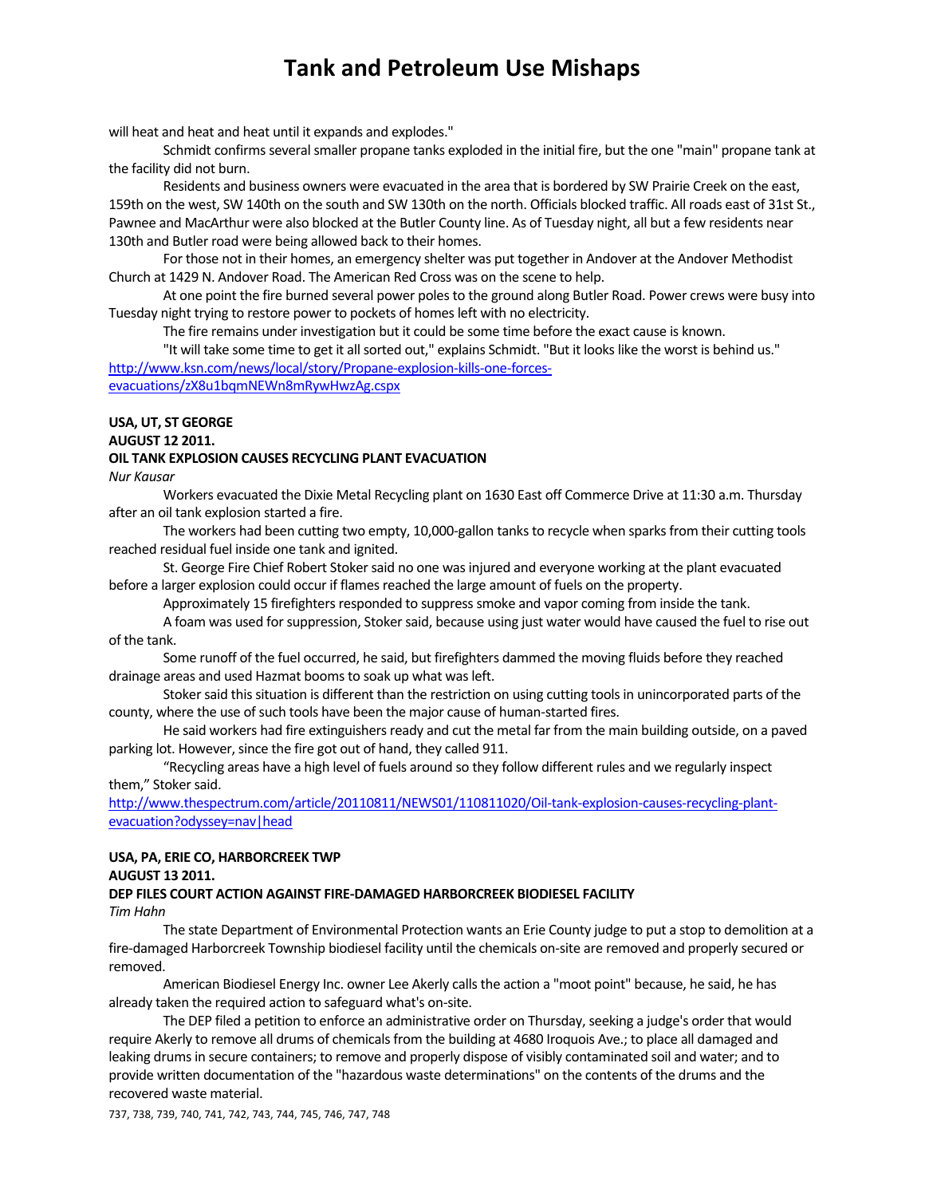will heat and heat and heat until it expands and explodes."

Schmidt confirms several smaller propane tanks exploded in the initial fire, but the one "main" propane tank at the facility did not burn.

Residents and business owners were evacuated in the area that is bordered by SW Prairie Creek on the east, 159th on the west, SW 140th on the south and SW 130th on the north. Officials blocked traffic. All roads east of 31st St., Pawnee and MacArthur were also blocked at the Butler County line. As of Tuesday night, all but a few residents near 130th and Butler road were being allowed back to their homes.

For those not in their homes, an emergency shelter was put together in Andover at the Andover Methodist Church at 1429 N. Andover Road. The American Red Cross was on the scene to help.

At one point the fire burned several power poles to the ground along Butler Road. Power crews were busy into Tuesday night trying to restore power to pockets of homes left with no electricity.

The fire remains under investigation but it could be some time before the exact cause is known.

"It will take some time to get it all sorted out," explains Schmidt. "But it looks like the worst is behind us."

http://www.ksn.com/news/local/story/Propane-explosion-kills-one-forces-evacuations/zX8u1bqmNEWn8mRywHwzAg.cspx

**USA, UT, ST GEORGE**
**AUGUST 12 2011.**
**OIL TANK EXPLOSION CAUSES RECYCLING PLANT EVACUATION**
*Nur Kausar*

Workers evacuated the Dixie Metal Recycling plant on 1630 East off Commerce Drive at 11:30 a.m. Thursday after an oil tank explosion started a fire.

The workers had been cutting two empty, 10,000-gallon tanks to recycle when sparks from their cutting tools reached residual fuel inside one tank and ignited.

St. George Fire Chief Robert Stoker said no one was injured and everyone working at the plant evacuated before a larger explosion could occur if flames reached the large amount of fuels on the property.

Approximately 15 firefighters responded to suppress smoke and vapor coming from inside the tank.

A foam was used for suppression, Stoker said, because using just water would have caused the fuel to rise out of the tank.

Some runoff of the fuel occurred, he said, but firefighters dammed the moving fluids before they reached drainage areas and used Hazmat booms to soak up what was left.

Stoker said this situation is different than the restriction on using cutting tools in unincorporated parts of the county, where the use of such tools have been the major cause of human-started fires.

He said workers had fire extinguishers ready and cut the metal far from the main building outside, on a paved parking lot. However, since the fire got out of hand, they called 911.

"Recycling areas have a high level of fuels around so they follow different rules and we regularly inspect them," Stoker said.

http://www.thespectrum.com/article/20110811/NEWS01/110811020/Oil-tank-explosion-causes-recycling-plant-evacuation?odyssey=nav|head

**USA, PA, ERIE CO, HARBORCREEK TWP**
**AUGUST 13 2011.**
**DEP FILES COURT ACTION AGAINST FIRE-DAMAGED HARBORCREEK BIODIESEL FACILITY**
*Tim Hahn*

The state Department of Environmental Protection wants an Erie County judge to put a stop to demolition at a fire-damaged Harborcreek Township biodiesel facility until the chemicals on-site are removed and properly secured or removed.

American Biodiesel Energy Inc. owner Lee Akerly calls the action a "moot point" because, he said, he has already taken the required action to safeguard what's on-site.

The DEP filed a petition to enforce an administrative order on Thursday, seeking a judge's order that would require Akerly to remove all drums of chemicals from the building at 4680 Iroquois Ave.; to place all damaged and leaking drums in secure containers; to remove and properly dispose of visibly contaminated soil and water; and to provide written documentation of the "hazardous waste determinations" on the contents of the drums and the recovered waste material.

737, 738, 739, 740, 741, 742, 743, 744, 745, 746, 747, 748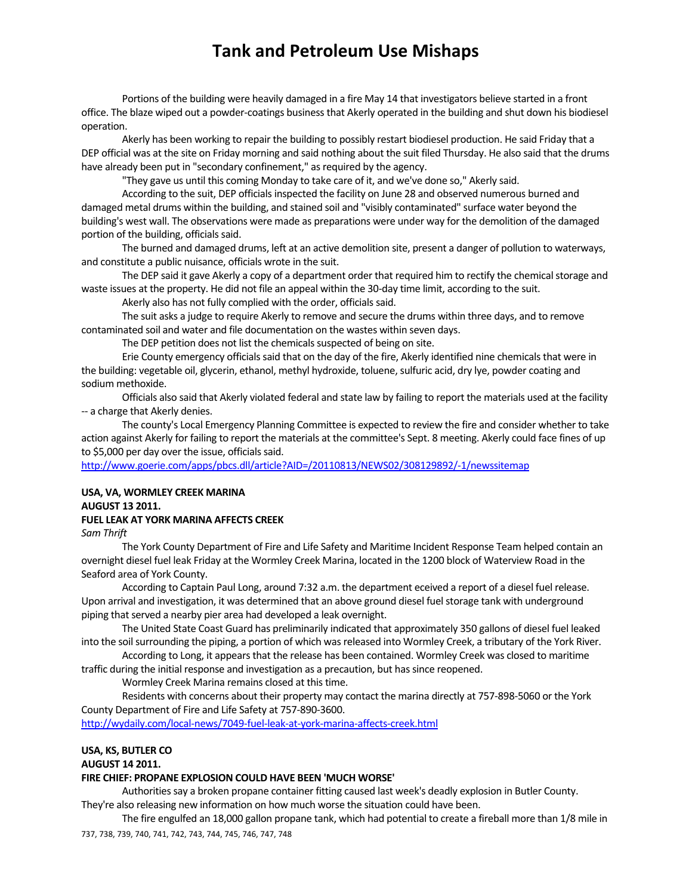Portions of the building were heavily damaged in a fire May 14 that investigators believe started in a front office. The blaze wiped out a powder-coatings business that Akerly operated in the building and shut down his biodiesel operation.

Akerly has been working to repair the building to possibly restart biodiesel production. He said Friday that a DEP official was at the site on Friday morning and said nothing about the suit filed Thursday. He also said that the drums have already been put in "secondary confinement," as required by the agency.

"They gave us until this coming Monday to take care of it, and we've done so," Akerly said.

According to the suit, DEP officials inspected the facility on June 28 and observed numerous burned and damaged metal drums within the building, and stained soil and "visibly contaminated" surface water beyond the building's west wall. The observations were made as preparations were under way for the demolition of the damaged portion of the building, officials said.

The burned and damaged drums, left at an active demolition site, present a danger of pollution to waterways, and constitute a public nuisance, officials wrote in the suit.

The DEP said it gave Akerly a copy of a department order that required him to rectify the chemical storage and waste issues at the property. He did not file an appeal within the 30-day time limit, according to the suit.

Akerly also has not fully complied with the order, officials said.

The suit asks a judge to require Akerly to remove and secure the drums within three days, and to remove contaminated soil and water and file documentation on the wastes within seven days.

The DEP petition does not list the chemicals suspected of being on site.

Erie County emergency officials said that on the day of the fire, Akerly identified nine chemicals that were in the building: vegetable oil, glycerin, ethanol, methyl hydroxide, toluene, sulfuric acid, dry lye, powder coating and sodium methoxide.

Officials also said that Akerly violated federal and state law by failing to report the materials used at the facility -- a charge that Akerly denies.

The county's Local Emergency Planning Committee is expected to review the fire and consider whether to take action against Akerly for failing to report the materials at the committee's Sept. 8 meeting. Akerly could face fines of up to $5,000 per day over the issue, officials said.

http://www.goerie.com/apps/pbcs.dll/article?AID=/20110813/NEWS02/308129892/-1/newssitemap

**USA, VA, WORMLEY CREEK MARINA**
**AUGUST 13 2011.**
**FUEL LEAK AT YORK MARINA AFFECTS CREEK**
*Sam Thrift*

The York County Department of Fire and Life Safety and Maritime Incident Response Team helped contain an overnight diesel fuel leak Friday at the Wormley Creek Marina, located in the 1200 block of Waterview Road in the Seaford area of York County.

According to Captain Paul Long, around 7:32 a.m. the department eceived a report of a diesel fuel release. Upon arrival and investigation, it was determined that an above ground diesel fuel storage tank with underground piping that served a nearby pier area had developed a leak overnight.

The United State Coast Guard has preliminarily indicated that approximately 350 gallons of diesel fuel leaked into the soil surrounding the piping, a portion of which was released into Wormley Creek, a tributary of the York River.

According to Long, it appears that the release has been contained. Wormley Creek was closed to maritime traffic during the initial response and investigation as a precaution, but has since reopened.

Wormley Creek Marina remains closed at this time.

Residents with concerns about their property may contact the marina directly at 757-898-5060 or the York County Department of Fire and Life Safety at 757-890-3600.

http://wydaily.com/local-news/7049-fuel-leak-at-york-marina-affects-creek.html

**USA, KS, BUTLER CO**
**AUGUST 14 2011.**
**FIRE CHIEF: PROPANE EXPLOSION COULD HAVE BEEN 'MUCH WORSE'**

Authorities say a broken propane container fitting caused last week's deadly explosion in Butler County. They're also releasing new information on how much worse the situation could have been.

The fire engulfed an 18,000 gallon propane tank, which had potential to create a fireball more than 1/8 mile in

737, 738, 739, 740, 741, 742, 743, 744, 745, 746, 747, 748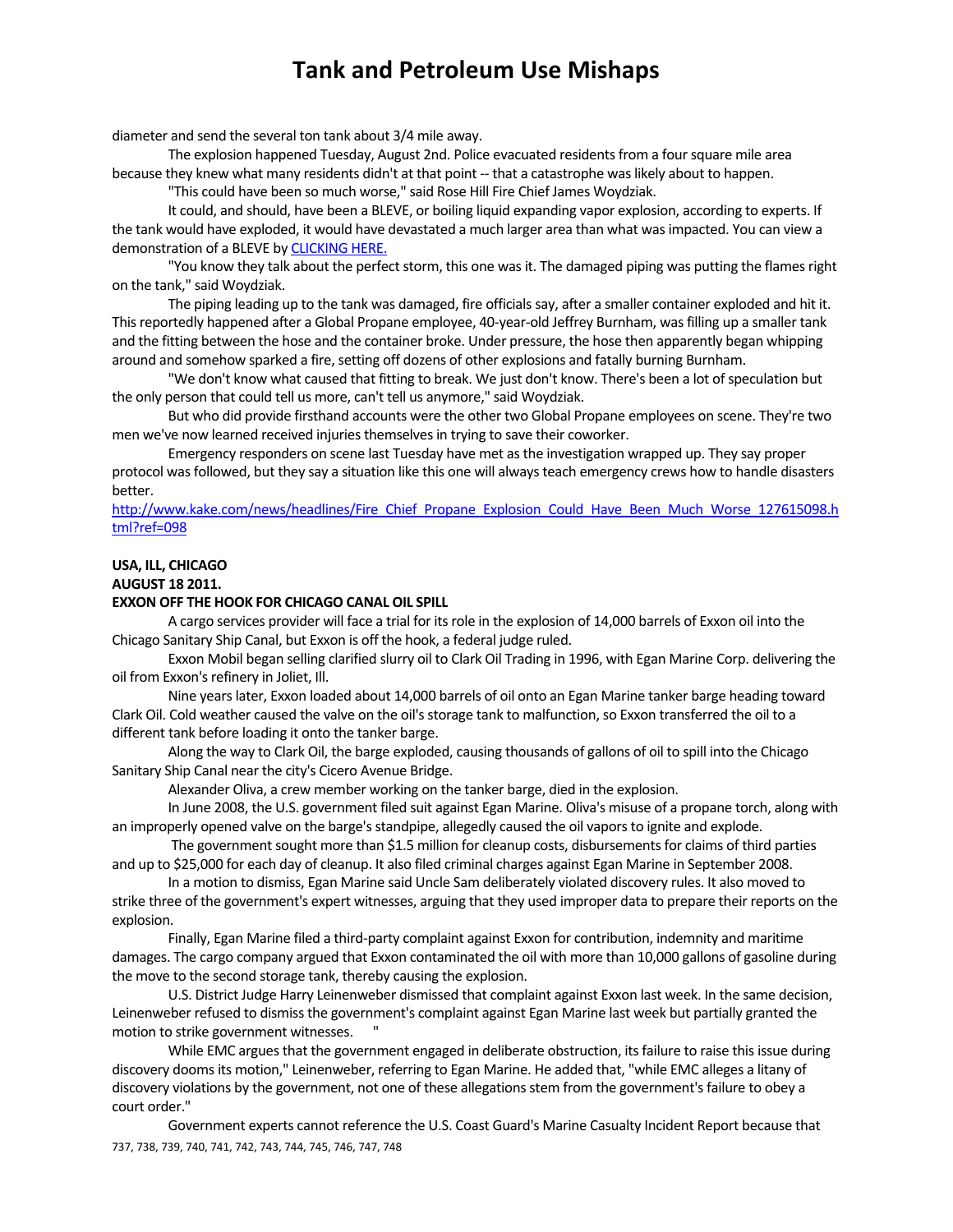diameter and send the several ton tank about 3/4 mile away.

The explosion happened Tuesday, August 2nd. Police evacuated residents from a four square mile area because they knew what many residents didn't at that point -- that a catastrophe was likely about to happen.

"This could have been so much worse," said Rose Hill Fire Chief James Woydziak.

It could, and should, have been a BLEVE, or boiling liquid expanding vapor explosion, according to experts. If the tank would have exploded, it would have devastated a much larger area than what was impacted. You can view a demonstration of a BLEVE by CLICKING HERE.

"You know they talk about the perfect storm, this one was it. The damaged piping was putting the flames right on the tank," said Woydziak.

The piping leading up to the tank was damaged, fire officials say, after a smaller container exploded and hit it. This reportedly happened after a Global Propane employee, 40-year-old Jeffrey Burnham, was filling up a smaller tank and the fitting between the hose and the container broke. Under pressure, the hose then apparently began whipping around and somehow sparked a fire, setting off dozens of other explosions and fatally burning Burnham.

"We don't know what caused that fitting to break. We just don't know. There's been a lot of speculation but the only person that could tell us more, can't tell us anymore," said Woydziak.

But who did provide firsthand accounts were the other two Global Propane employees on scene. They're two men we've now learned received injuries themselves in trying to save their coworker.

Emergency responders on scene last Tuesday have met as the investigation wrapped up. They say proper protocol was followed, but they say a situation like this one will always teach emergency crews how to handle disasters better.

http://www.kake.com/news/headlines/Fire_Chief_Propane_Explosion_Could_Have_Been_Much_Worse_127615098.html?ref=098

**USA, ILL, CHICAGO**
**AUGUST 18 2011.**
**EXXON OFF THE HOOK FOR CHICAGO CANAL OIL SPILL**

A cargo services provider will face a trial for its role in the explosion of 14,000 barrels of Exxon oil into the Chicago Sanitary Ship Canal, but Exxon is off the hook, a federal judge ruled.

Exxon Mobil began selling clarified slurry oil to Clark Oil Trading in 1996, with Egan Marine Corp. delivering the oil from Exxon's refinery in Joliet, Ill.

Nine years later, Exxon loaded about 14,000 barrels of oil onto an Egan Marine tanker barge heading toward Clark Oil. Cold weather caused the valve on the oil's storage tank to malfunction, so Exxon transferred the oil to a different tank before loading it onto the tanker barge.

Along the way to Clark Oil, the barge exploded, causing thousands of gallons of oil to spill into the Chicago Sanitary Ship Canal near the city's Cicero Avenue Bridge.

Alexander Oliva, a crew member working on the tanker barge, died in the explosion.

In June 2008, the U.S. government filed suit against Egan Marine. Oliva's misuse of a propane torch, along with an improperly opened valve on the barge's standpipe, allegedly caused the oil vapors to ignite and explode.

The government sought more than $1.5 million for cleanup costs, disbursements for claims of third parties and up to $25,000 for each day of cleanup. It also filed criminal charges against Egan Marine in September 2008.

In a motion to dismiss, Egan Marine said Uncle Sam deliberately violated discovery rules. It also moved to strike three of the government's expert witnesses, arguing that they used improper data to prepare their reports on the explosion.

Finally, Egan Marine filed a third-party complaint against Exxon for contribution, indemnity and maritime damages. The cargo company argued that Exxon contaminated the oil with more than 10,000 gallons of gasoline during the move to the second storage tank, thereby causing the explosion.

U.S. District Judge Harry Leinenweber dismissed that complaint against Exxon last week. In the same decision, Leinenweber refused to dismiss the government's complaint against Egan Marine last week but partially granted the motion to strike government witnesses. "

While EMC argues that the government engaged in deliberate obstruction, its failure to raise this issue during discovery dooms its motion," Leinenweber, referring to Egan Marine. He added that, "while EMC alleges a litany of discovery violations by the government, not one of these allegations stem from the government's failure to obey a court order."

Government experts cannot reference the U.S. Coast Guard's Marine Casualty Incident Report because that

737, 738, 739, 740, 741, 742, 743, 744, 745, 746, 747, 748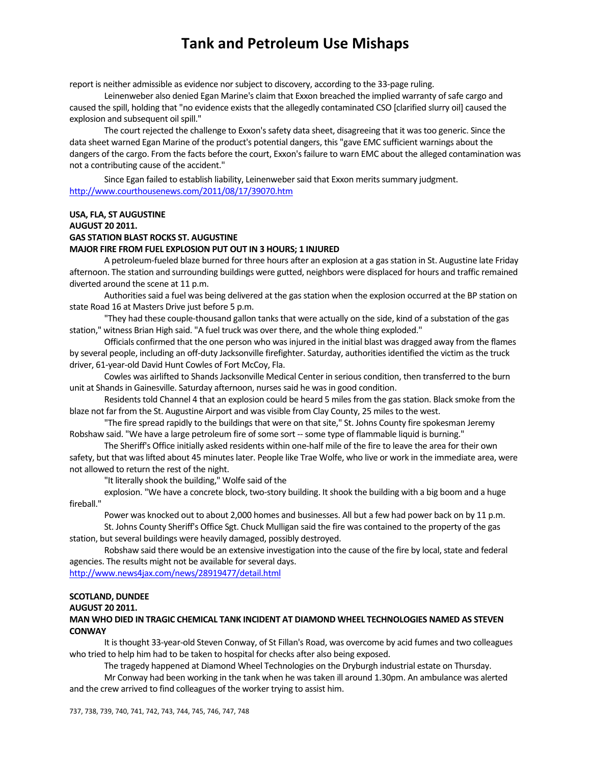report is neither admissible as evidence nor subject to discovery, according to the 33-page ruling.

Leinenweber also denied Egan Marine's claim that Exxon breached the implied warranty of safe cargo and caused the spill, holding that "no evidence exists that the allegedly contaminated CSO [clarified slurry oil] caused the explosion and subsequent oil spill."

The court rejected the challenge to Exxon's safety data sheet, disagreeing that it was too generic. Since the data sheet warned Egan Marine of the product's potential dangers, this "gave EMC sufficient warnings about the dangers of the cargo. From the facts before the court, Exxon's failure to warn EMC about the alleged contamination was not a contributing cause of the accident."

Since Egan failed to establish liability, Leinenweber said that Exxon merits summary judgment.
http://www.courthousenews.com/2011/08/17/39070.htm

**USA, FLA, ST AUGUSTINE**
**AUGUST 20 2011.**
**GAS STATION BLAST ROCKS ST. AUGUSTINE**
**MAJOR FIRE FROM FUEL EXPLOSION PUT OUT IN 3 HOURS; 1 INJURED**

A petroleum-fueled blaze burned for three hours after an explosion at a gas station in St. Augustine late Friday afternoon. The station and surrounding buildings were gutted, neighbors were displaced for hours and traffic remained diverted around the scene at 11 p.m.

Authorities said a fuel was being delivered at the gas station when the explosion occurred at the BP station on state Road 16 at Masters Drive just before 5 p.m.

"They had these couple-thousand gallon tanks that were actually on the side, kind of a substation of the gas station," witness Brian High said. "A fuel truck was over there, and the whole thing exploded."

Officials confirmed that the one person who was injured in the initial blast was dragged away from the flames by several people, including an off-duty Jacksonville firefighter. Saturday, authorities identified the victim as the truck driver, 61-year-old David Hunt Cowles of Fort McCoy, Fla.

Cowles was airlifted to Shands Jacksonville Medical Center in serious condition, then transferred to the burn unit at Shands in Gainesville. Saturday afternoon, nurses said he was in good condition.

Residents told Channel 4 that an explosion could be heard 5 miles from the gas station. Black smoke from the blaze not far from the St. Augustine Airport and was visible from Clay County, 25 miles to the west.

"The fire spread rapidly to the buildings that were on that site," St. Johns County fire spokesman Jeremy Robshaw said. "We have a large petroleum fire of some sort -- some type of flammable liquid is burning."

The Sheriff's Office initially asked residents within one-half mile of the fire to leave the area for their own safety, but that was lifted about 45 minutes later. People like Trae Wolfe, who live or work in the immediate area, were not allowed to return the rest of the night.

"It literally shook the building," Wolfe said of the

explosion. "We have a concrete block, two-story building. It shook the building with a big boom and a huge fireball."

Power was knocked out to about 2,000 homes and businesses. All but a few had power back on by 11 p.m.

St. Johns County Sheriff's Office Sgt. Chuck Mulligan said the fire was contained to the property of the gas station, but several buildings were heavily damaged, possibly destroyed.

Robshaw said there would be an extensive investigation into the cause of the fire by local, state and federal agencies. The results might not be available for several days.
http://www.news4jax.com/news/28919477/detail.html

**SCOTLAND, DUNDEE**
**AUGUST 20 2011.**
**MAN WHO DIED IN TRAGIC CHEMICAL TANK INCIDENT AT DIAMOND WHEEL TECHNOLOGIES NAMED AS STEVEN CONWAY**

It is thought 33-year-old Steven Conway, of St Fillan's Road, was overcome by acid fumes and two colleagues who tried to help him had to be taken to hospital for checks after also being exposed.

The tragedy happened at Diamond Wheel Technologies on the Dryburgh industrial estate on Thursday.

Mr Conway had been working in the tank when he was taken ill around 1.30pm. An ambulance was alerted and the crew arrived to find colleagues of the worker trying to assist him.

737, 738, 739, 740, 741, 742, 743, 744, 745, 746, 747, 748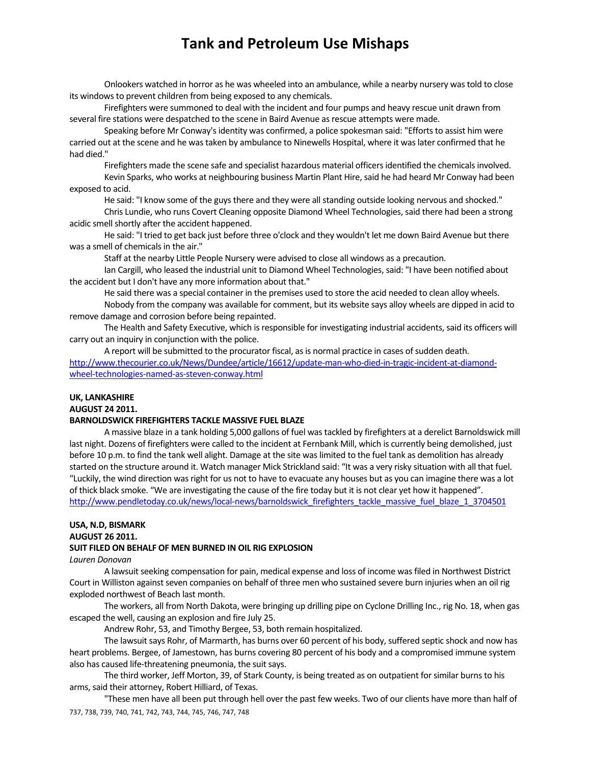Onlookers watched in horror as he was wheeled into an ambulance, while a nearby nursery was told to close its windows to prevent children from being exposed to any chemicals.

Firefighters were summoned to deal with the incident and four pumps and heavy rescue unit drawn from several fire stations were despatched to the scene in Baird Avenue as rescue attempts were made.

Speaking before Mr Conway's identity was confirmed, a police spokesman said: "Efforts to assist him were carried out at the scene and he was taken by ambulance to Ninewells Hospital, where it was later confirmed that he had died."

Firefighters made the scene safe and specialist hazardous material officers identified the chemicals involved.

Kevin Sparks, who works at neighbouring business Martin Plant Hire, said he had heard Mr Conway had been exposed to acid.

He said: "I know some of the guys there and they were all standing outside looking nervous and shocked."

Chris Lundie, who runs Covert Cleaning opposite Diamond Wheel Technologies, said there had been a strong acidic smell shortly after the accident happened.

He said: "I tried to get back just before three o'clock and they wouldn't let me down Baird Avenue but there was a smell of chemicals in the air."

Staff at the nearby Little People Nursery were advised to close all windows as a precaution.

Ian Cargill, who leased the industrial unit to Diamond Wheel Technologies, said: "I have been notified about the accident but I don't have any more information about that."

He said there was a special container in the premises used to store the acid needed to clean alloy wheels.

Nobody from the company was available for comment, but its website says alloy wheels are dipped in acid to remove damage and corrosion before being repainted.

The Health and Safety Executive, which is responsible for investigating industrial accidents, said its officers will carry out an inquiry in conjunction with the police.

A report will be submitted to the procurator fiscal, as is normal practice in cases of sudden death.

http://www.thecourier.co.uk/News/Dundee/article/16612/update-man-who-died-in-tragic-incident-at-diamond-wheel-technologies-named-as-steven-conway.html

**UK, LANKASHIRE**
**AUGUST 24 2011.**
**BARNOLDSWICK FIREFIGHTERS TACKLE MASSIVE FUEL BLAZE**

A massive blaze in a tank holding 5,000 gallons of fuel was tackled by firefighters at a derelict Barnoldswick mill last night. Dozens of firefighters were called to the incident at Fernbank Mill, which is currently being demolished, just before 10 p.m. to find the tank well alight. Damage at the site was limited to the fuel tank as demolition has already started on the structure around it. Watch manager Mick Strickland said: “It was a very risky situation with all that fuel. “Luckily, the wind direction was right for us not to have to evacuate any houses but as you can imagine there was a lot of thick black smoke. “We are investigating the cause of the fire today but it is not clear yet how it happened”.

http://www.pendletoday.co.uk/news/local-news/barnoldswick_firefighters_tackle_massive_fuel_blaze_1_3704501

**USA, N.D, BISMARK**
**AUGUST 26 2011.**
**SUIT FILED ON BEHALF OF MEN BURNED IN OIL RIG EXPLOSION**
*Lauren Donovan*

A lawsuit seeking compensation for pain, medical expense and loss of income was filed in Northwest District Court in Williston against seven companies on behalf of three men who sustained severe burn injuries when an oil rig exploded northwest of Beach last month.

The workers, all from North Dakota, were bringing up drilling pipe on Cyclone Drilling Inc., rig No. 18, when gas escaped the well, causing an explosion and fire July 25.

Andrew Rohr, 53, and Timothy Bergee, 53, both remain hospitalized.

The lawsuit says Rohr, of Marmarth, has burns over 60 percent of his body, suffered septic shock and now has heart problems. Bergee, of Jamestown, has burns covering 80 percent of his body and a compromised immune system also has caused life-threatening pneumonia, the suit says.

The third worker, Jeff Morton, 39, of Stark County, is being treated as on outpatient for similar burns to his arms, said their attorney, Robert Hilliard, of Texas.

"These men have all been put through hell over the past few weeks. Two of our clients have more than half of

737, 738, 739, 740, 741, 742, 743, 744, 745, 746, 747, 748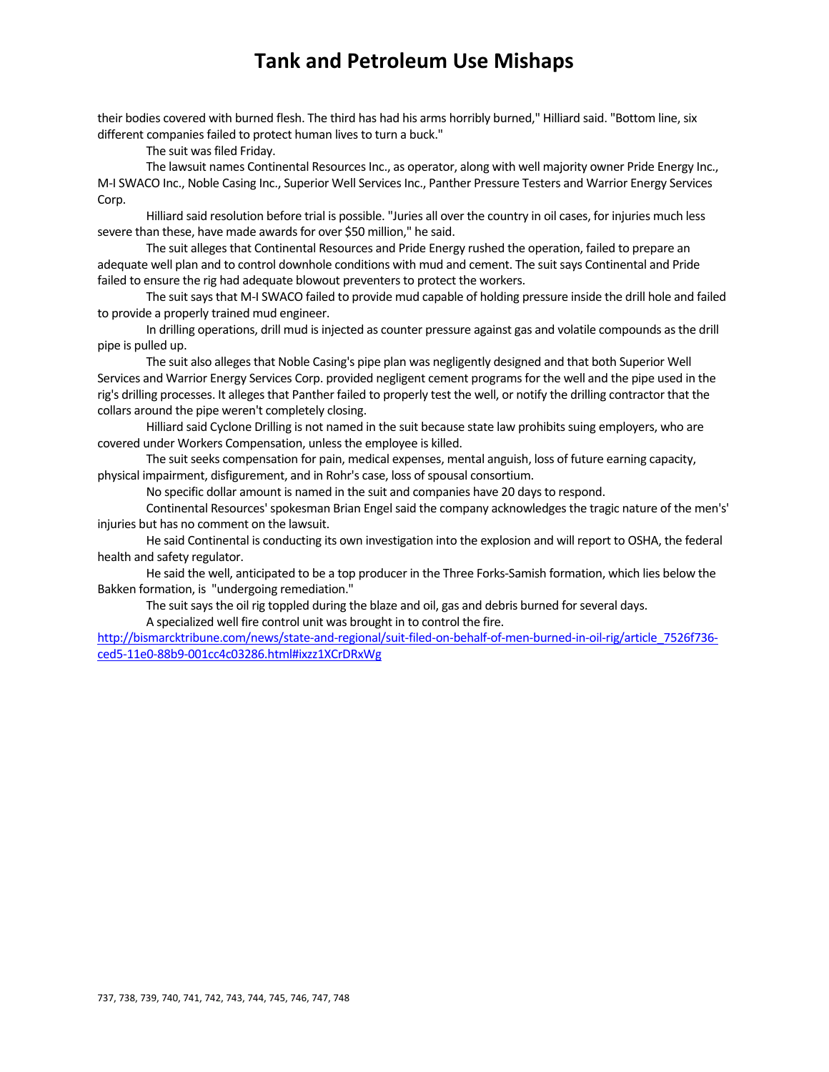their bodies covered with burned flesh. The third has had his arms horribly burned," Hilliard said. "Bottom line, six different companies failed to protect human lives to turn a buck."

The suit was filed Friday.

The lawsuit names Continental Resources Inc., as operator, along with well majority owner Pride Energy Inc., M-I SWACO Inc., Noble Casing Inc., Superior Well Services Inc., Panther Pressure Testers and Warrior Energy Services Corp.

Hilliard said resolution before trial is possible. "Juries all over the country in oil cases, for injuries much less severe than these, have made awards for over $50 million," he said.

The suit alleges that Continental Resources and Pride Energy rushed the operation, failed to prepare an adequate well plan and to control downhole conditions with mud and cement. The suit says Continental and Pride failed to ensure the rig had adequate blowout preventers to protect the workers.

The suit says that M-I SWACO failed to provide mud capable of holding pressure inside the drill hole and failed to provide a properly trained mud engineer.

In drilling operations, drill mud is injected as counter pressure against gas and volatile compounds as the drill pipe is pulled up.

The suit also alleges that Noble Casing's pipe plan was negligently designed and that both Superior Well Services and Warrior Energy Services Corp. provided negligent cement programs for the well and the pipe used in the rig's drilling processes. It alleges that Panther failed to properly test the well, or notify the drilling contractor that the collars around the pipe weren't completely closing.

Hilliard said Cyclone Drilling is not named in the suit because state law prohibits suing employers, who are covered under Workers Compensation, unless the employee is killed.

The suit seeks compensation for pain, medical expenses, mental anguish, loss of future earning capacity, physical impairment, disfigurement, and in Rohr's case, loss of spousal consortium.

No specific dollar amount is named in the suit and companies have 20 days to respond.

Continental Resources' spokesman Brian Engel said the company acknowledges the tragic nature of the men's' injuries but has no comment on the lawsuit.

He said Continental is conducting its own investigation into the explosion and will report to OSHA, the federal health and safety regulator.

He said the well, anticipated to be a top producer in the Three Forks-Samish formation, which lies below the Bakken formation, is "undergoing remediation."

The suit says the oil rig toppled during the blaze and oil, gas and debris burned for several days.

A specialized well fire control unit was brought in to control the fire.

http://bismarcktribune.com/news/state-and-regional/suit-filed-on-behalf-of-men-burned-in-oil-rig/article_7526f736-ced5-11e0-88b9-001cc4c03286.html#ixzz1XCrDRxWg

737, 738, 739, 740, 741, 742, 743, 744, 745, 746, 747, 748